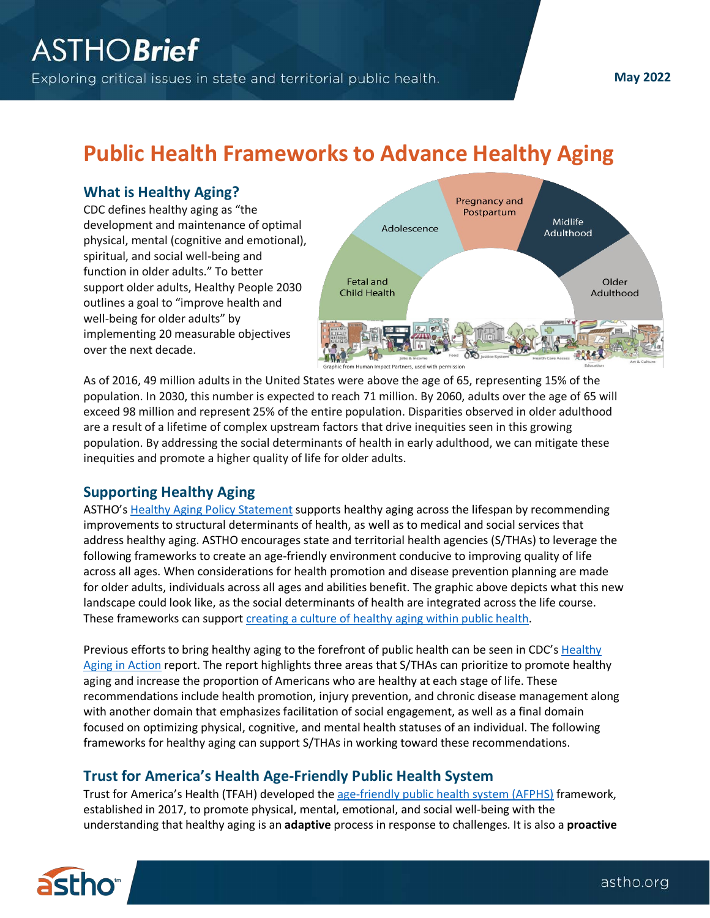# ASTHO*Brief*

Exploring critical issues in state and territorial public health.

May 2022

# Public Health Frameworks to Advance Healthy Aging

## What is Healthy Aging?

CDC defines healthy aging as "the development and maintenance of optimal physical, mental (cognitive and emotional), spiritual, and social well-being and function in older adults." To better support older adults, Healthy People 2030 outlines a goal to "improve health and well-being for older adults" by implementing 20 measurable objectives over the next decade.

Graphic from Human Impact Partners, used with permission

As of 2016, 49 million adults in the United States were above the age of 65, representing 15% of the population. In 2030, this number is expected to reach 71 million. By 2060, adults over the age of 65 will exceed 98 million and represent 25% of the entire population. Disparities observed in older adulthood are a result of a lifetime of complex upstream factors that drive inequities seen in this growing population. By addressing the social determinants of health in early adulthood, we can mitigate these inequities and promote a higher quality of life for older adults.

## Supporting Healthy Aging

ASTHO's Healthy Aging Policy Statement supports healthy aging across the lifespan by recommending improvements to structural determinants of health, as well as to medical and social services that address healthy aging. ASTHO encourages state and territorial health agencies (S/THAs) to leverage the following frameworks to create an age-friendly environment conducive to improving quality of life across all ages. When considerations for health promotion and disease prevention planning are made for older adults, individuals across all ages and abilities benefit. The graphic above depicts what this new landscape could look like, as the social determinants of health are integrated across the life course. These frameworks can support creating a culture of healthy aging within public health.

Previous efforts to bring healthy aging to the forefront of public health can be seen in CDC's Healthy Aging in Action report. The report highlights three areas that S/THAs can prioritize to promote healthy aging and increase the proportion of Americans who are healthy at each stage of life. These recommendations include health promotion, injury prevention, and chronic disease management along with another domain that emphasizes facilitation of social engagement, as well as a final domain focused on optimizing physical, cognitive, and mental health statuses of an individual. The following frameworks for healthy aging can support S/THAs in working toward these recommendations.

## Trust for America's Health Age-Friendly Public Health System

Trust for America's Health (TFAH) developed the age-friendly public health system (AFPHS) framework, established in 2017, to promote physical, mental, emotional, and social well-being with the understanding that healthy aging is an **adaptive** process in response to challenges. It is also a **proactive**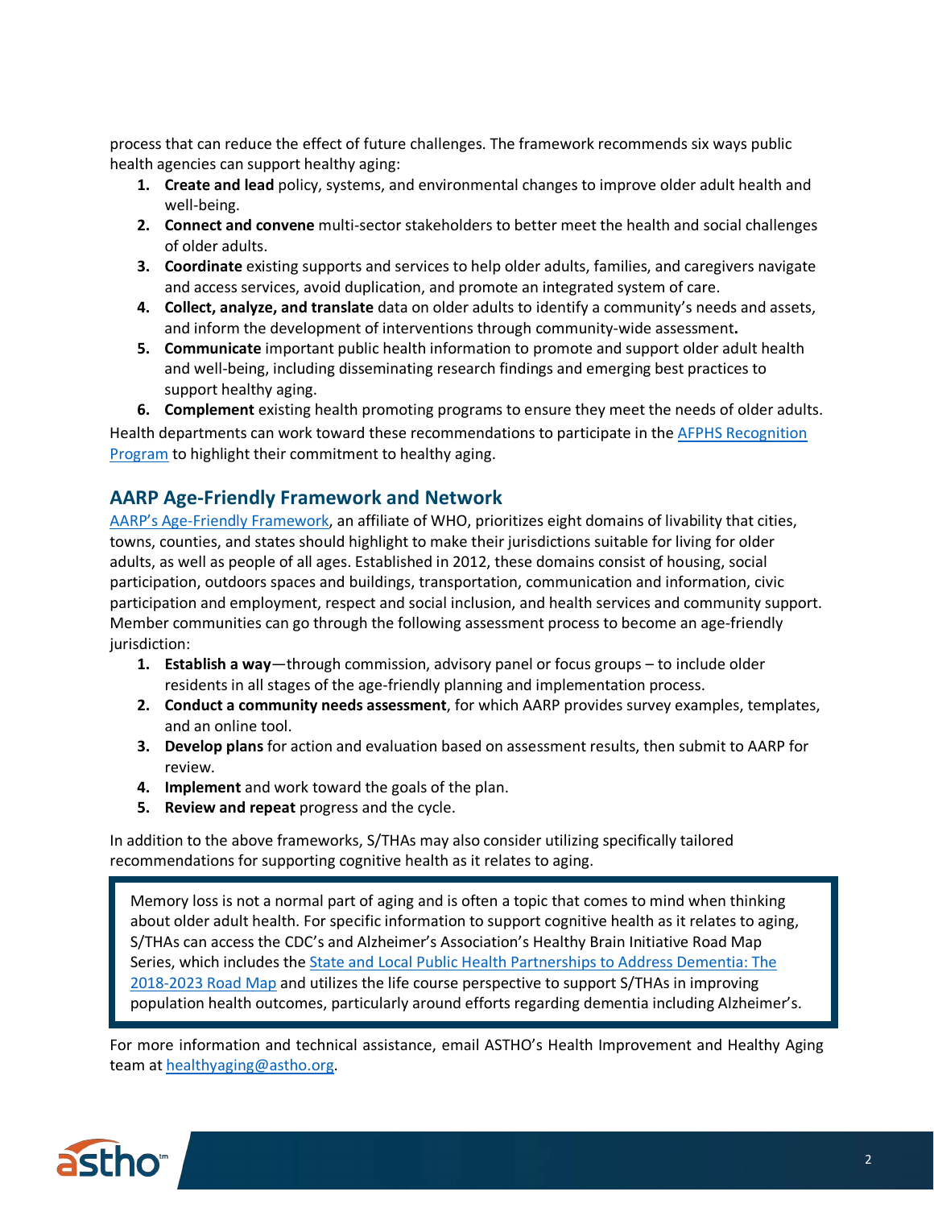process that can reduce the effect of future challenges. The framework recommends six ways public health agencies can support healthy aging:

1. **Create and lead** policy, systems, and environmental changes to improve older adult health and well-being.
2. **Connect and convene** multi-sector stakeholders to better meet the health and social challenges of older adults.
3. **Coordinate** existing supports and services to help older adults, families, and caregivers navigate and access services, avoid duplication, and promote an integrated system of care.
4. **Collect, analyze, and translate** data on older adults to identify a community's needs and assets, and inform the development of interventions through community-wide assessment**.**
5. **Communicate** important public health information to promote and support older adult health and well-being, including disseminating research findings and emerging best practices to support healthy aging.
6. **Complement** existing health promoting programs to ensure they meet the needs of older adults.

Health departments can work toward these recommendations to participate in the AFPHS Recognition Program to highlight their commitment to healthy aging.

## AARP Age-Friendly Framework and Network

AARP's Age-Friendly Framework, an affiliate of WHO, prioritizes eight domains of livability that cities, towns, counties, and states should highlight to make their jurisdictions suitable for living for older adults, as well as people of all ages. Established in 2012, these domains consist of housing, social participation, outdoors spaces and buildings, transportation, communication and information, civic participation and employment, respect and social inclusion, and health services and community support. Member communities can go through the following assessment process to become an age-friendly jurisdiction:

1. **Establish a way**—through commission, advisory panel or focus groups – to include older residents in all stages of the age-friendly planning and implementation process.
2. **Conduct a community needs assessment**, for which AARP provides survey examples, templates, and an online tool.
3. **Develop plans** for action and evaluation based on assessment results, then submit to AARP for review.
4. **Implement** and work toward the goals of the plan.
5. **Review and repeat** progress and the cycle.

In addition to the above frameworks, S/THAs may also consider utilizing specifically tailored recommendations for supporting cognitive health as it relates to aging.

> Memory loss is not a normal part of aging and is often a topic that comes to mind when thinking about older adult health. For specific information to support cognitive health as it relates to aging, S/THAs can access the CDC's and Alzheimer's Association's Healthy Brain Initiative Road Map Series, which includes the State and Local Public Health Partnerships to Address Dementia: The 2018-2023 Road Map and utilizes the life course perspective to support S/THAs in improving population health outcomes, particularly around efforts regarding dementia including Alzheimer's.

For more information and technical assistance, email ASTHO's Health Improvement and Healthy Aging team at healthyaging@astho.org.